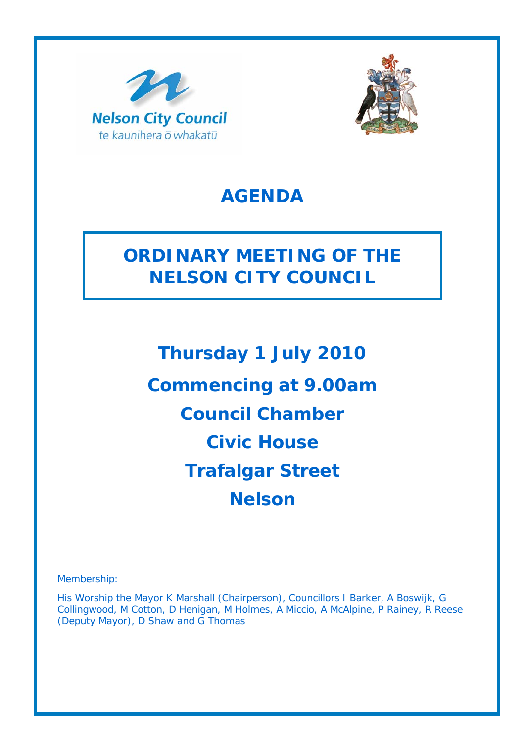Nelson City Council

te kaunihera ō whakatū

# AGENDA

## ORDINARY MEETING OF THE NELSON CITY COUNCIL

**Thursday 1 July 2010**

**Commencing at 9.00am**

**Council Chamber**

**Civic House**

**Trafalgar Street**

**Nelson**

Membership:

His Worship the Mayor K Marshall (Chairperson), Councillors I Barker, A Boswijk, G Collingwood, M Cotton, D Henigan, M Holmes, A Miccio, A McAlpine, P Rainey, R Reese (Deputy Mayor), D Shaw and G Thomas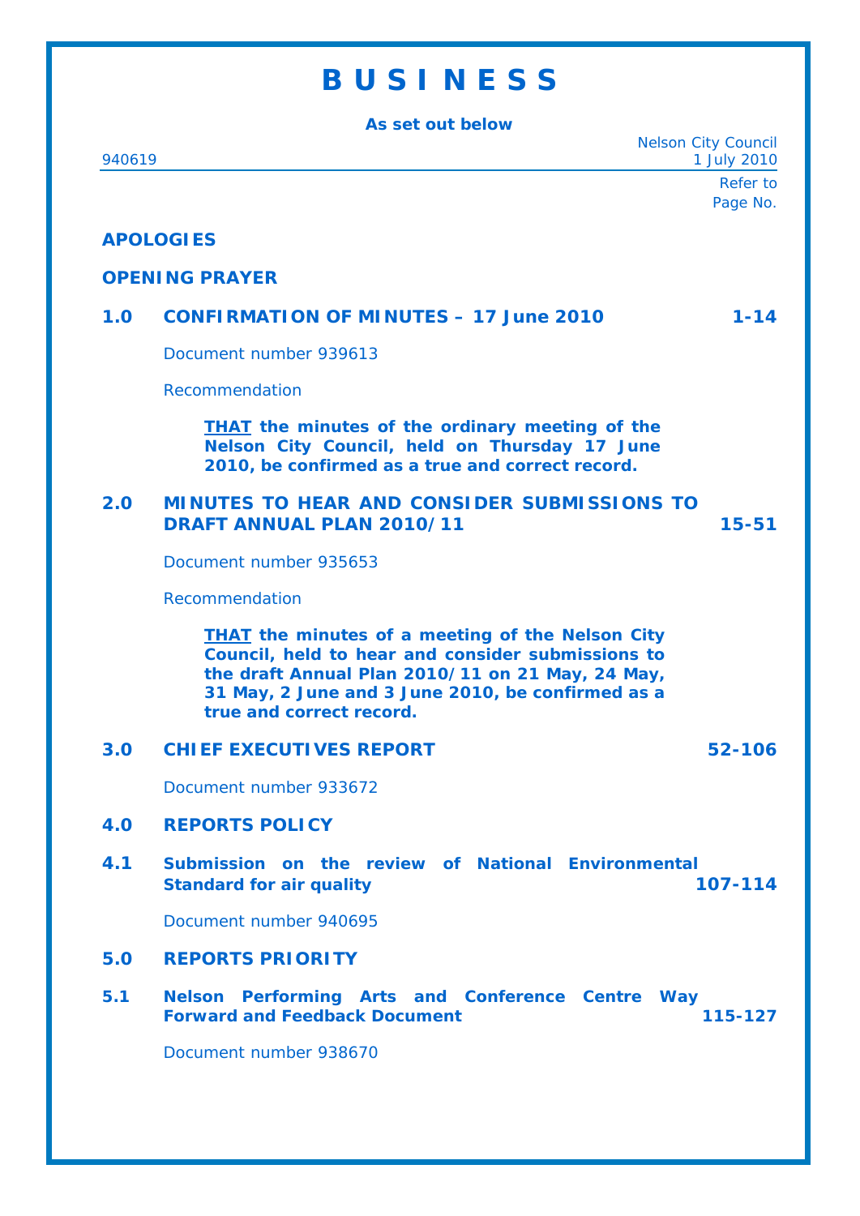# B U S I N E S S

**As set out below**

940619 | Nelson City Council 1 July 2010

Refer to Page No.

**APOLOGIES**

**OPENING PRAYER**

**1.0 CONFIRMATION OF MINUTES – 17 June 2010** **1-14**

Document number 939613

Recommendation

> **THAT the minutes of the ordinary meeting of the Nelson City Council, held on Thursday 17 June 2010, be confirmed as a true and correct record.**

**2.0 MINUTES TO HEAR AND CONSIDER SUBMISSIONS TO DRAFT ANNUAL PLAN 2010/11** **15-51**

Document number 935653

Recommendation

> **THAT the minutes of a meeting of the Nelson City Council, held to hear and consider submissions to the draft Annual Plan 2010/11 on 21 May, 24 May, 31 May, 2 June and 3 June 2010, be confirmed as a true and correct record.**

**3.0 CHIEF EXECUTIVES REPORT** **52-106**

Document number 933672

**4.0 REPORTS POLICY**

**4.1 Submission on the review of National Environmental Standard for air quality** **107-114**

Document number 940695

**5.0 REPORTS PRIORITY**

**5.1 Nelson Performing Arts and Conference Centre Way Forward and Feedback Document** **115-127**

Document number 938670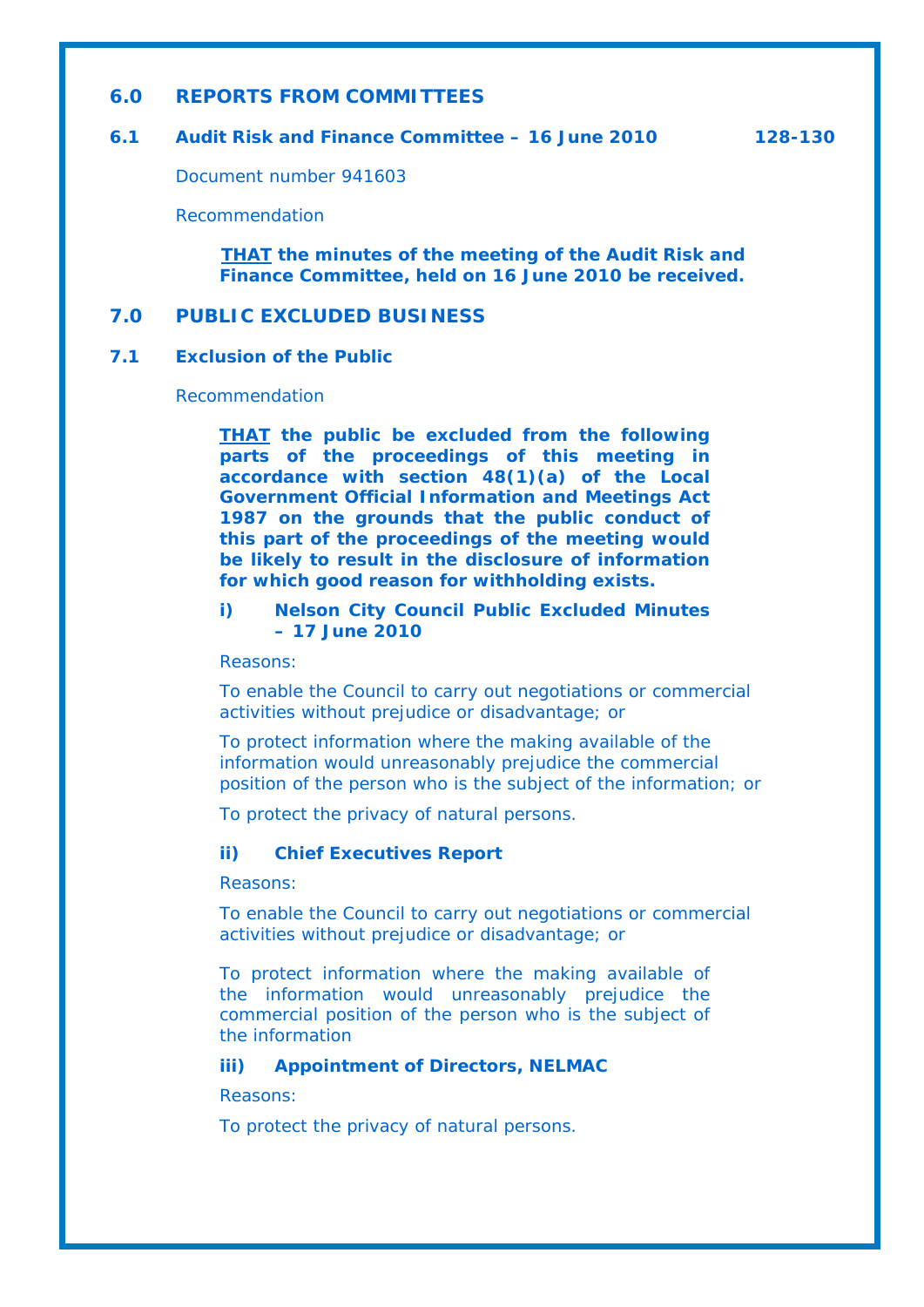## 6.0 REPORTS FROM COMMITTEES

### 6.1 Audit Risk and Finance Committee – 16 June 2010 128-130

Document number 941603

Recommendation

> **THAT the minutes of the meeting of the Audit Risk and Finance Committee, held on 16 June 2010 be received.**

## 7.0 PUBLIC EXCLUDED BUSINESS

### 7.1 Exclusion of the Public

Recommendation

> **THAT the public be excluded from the following parts of the proceedings of this meeting in accordance with section 48(1)(a) of the Local Government Official Information and Meetings Act 1987 on the grounds that the public conduct of this part of the proceedings of the meeting would be likely to result in the disclosure of information for which good reason for withholding exists.**
>
> **i) Nelson City Council Public Excluded Minutes – 17 June 2010**
>
> Reasons:
>
> To enable the Council to carry out negotiations or commercial activities without prejudice or disadvantage; or
>
> To protect information where the making available of the information would unreasonably prejudice the commercial position of the person who is the subject of the information; or
>
> To protect the privacy of natural persons.
>
> **ii) Chief Executives Report**
>
> Reasons:
>
> To enable the Council to carry out negotiations or commercial activities without prejudice or disadvantage; or
>
> To protect information where the making available of the information would unreasonably prejudice the commercial position of the person who is the subject of the information
>
> **iii) Appointment of Directors, NELMAC**
>
> Reasons:
>
> To protect the privacy of natural persons.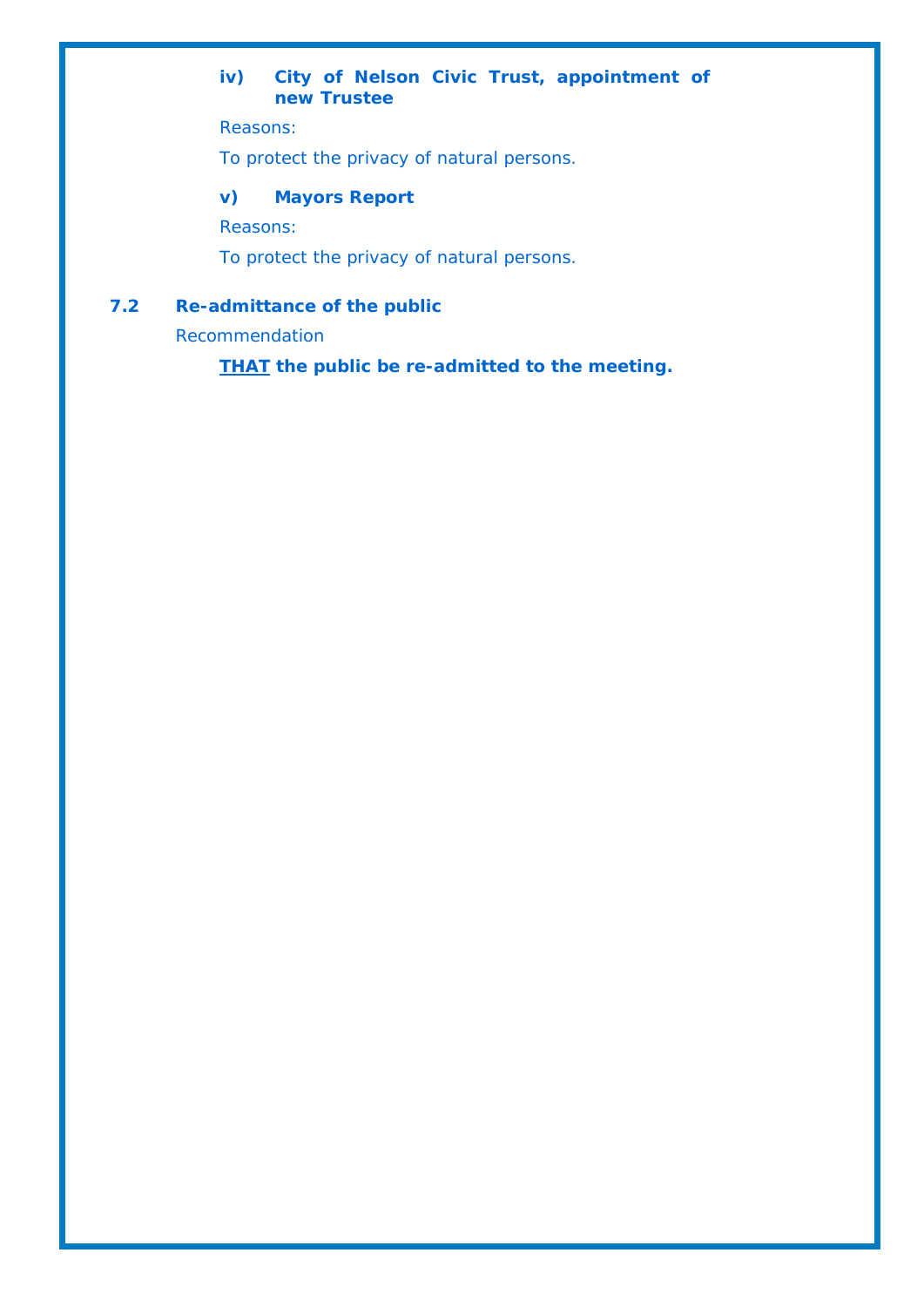**iv) City of Nelson Civic Trust, appointment of new Trustee**

Reasons:

To protect the privacy of natural persons.

**v) Mayors Report**

Reasons:

To protect the privacy of natural persons.

**7.2 Re-admittance of the public**

Recommendation

**<u>THAT</u> the public be re-admitted to the meeting.**